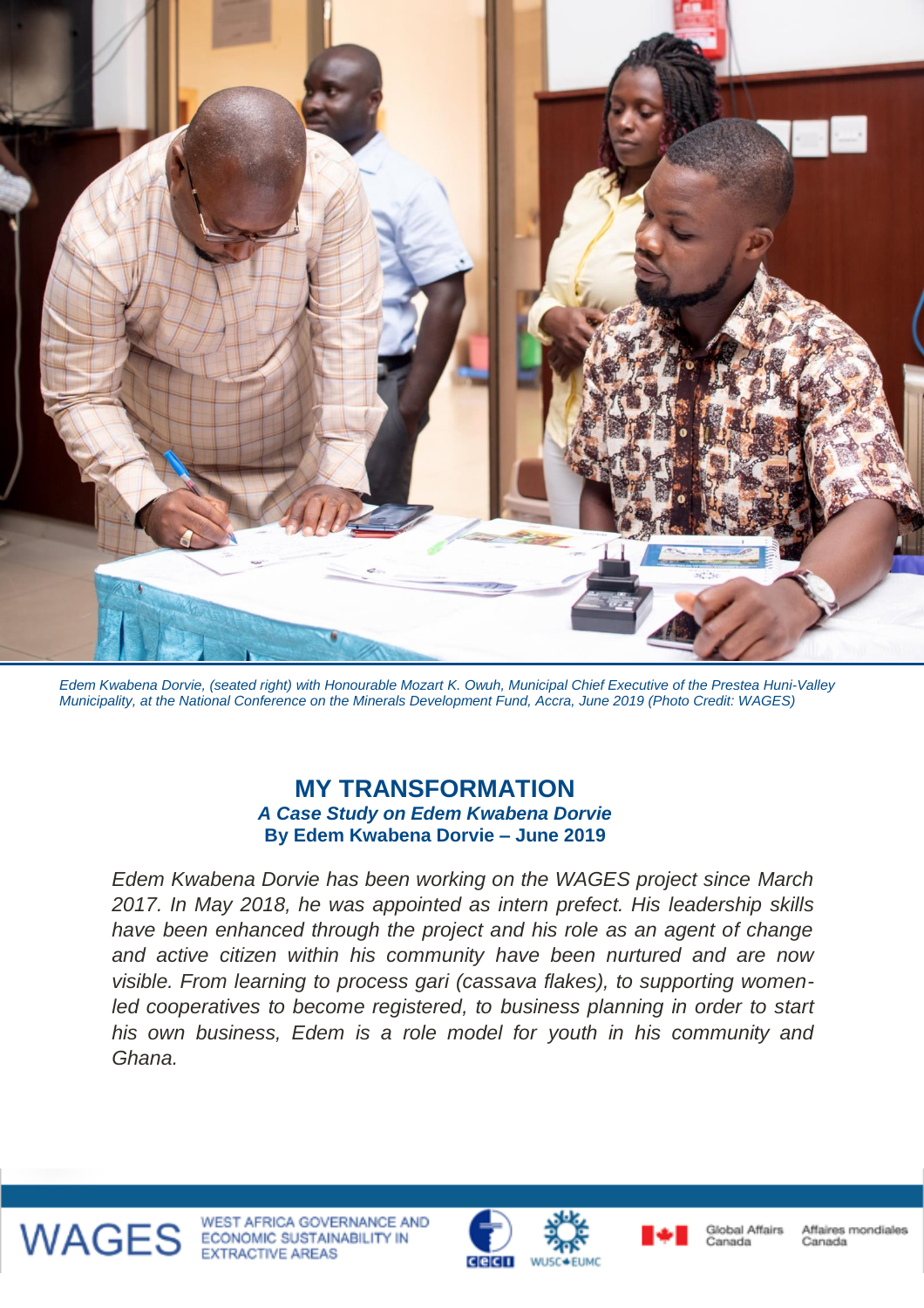*Edem Kwabena Dorvie, (seated right) with Honourable Mozart K. Owuh, Municipal Chief Executive of the Prestea Huni-Valley Municipality, at the National Conference on the Minerals Development Fund, Accra, June 2019 (Photo Credit: WAGES)*

# MY TRANSFORMATION

***A Case Study on Edem Kwabena Dorvie***

**By Edem Kwabena Dorvie – June 2019**

*Edem Kwabena Dorvie has been working on the WAGES project since March 2017. In May 2018, he was appointed as intern prefect. His leadership skills have been enhanced through the project and his role as an agent of change and active citizen within his community have been nurtured and are now visible. From learning to process gari (cassava flakes), to supporting women-led cooperatives to become registered, to business planning in order to start his own business, Edem is a role model for youth in his community and Ghana.*

WAGES WEST AFRICA GOVERNANCE AND ECONOMIC SUSTAINABILITY IN EXTRACTIVE AREAS

CECI WUSC EUMC Global Affairs Canada Affaires mondiales Canada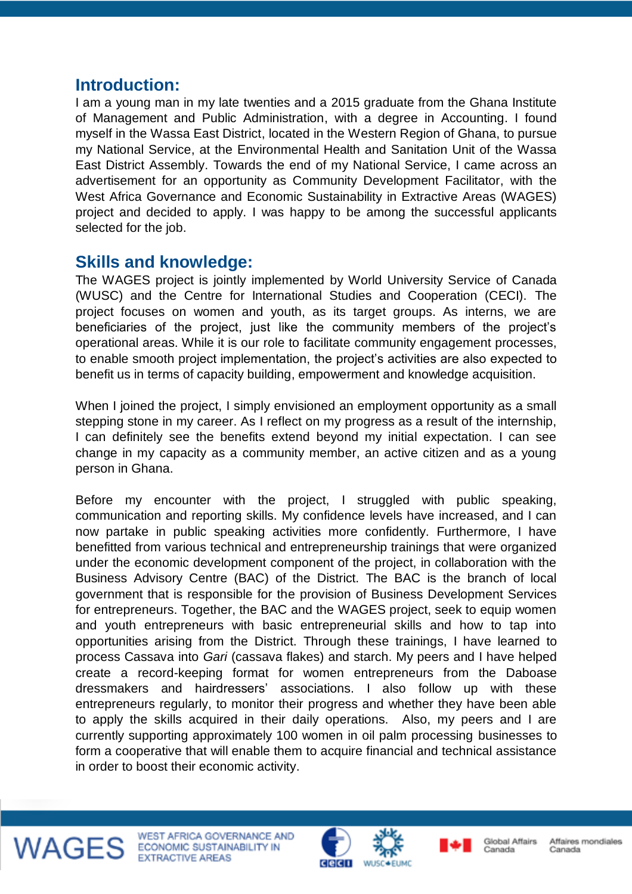## Introduction:

I am a young man in my late twenties and a 2015 graduate from the Ghana Institute of Management and Public Administration, with a degree in Accounting. I found myself in the Wassa East District, located in the Western Region of Ghana, to pursue my National Service, at the Environmental Health and Sanitation Unit of the Wassa East District Assembly. Towards the end of my National Service, I came across an advertisement for an opportunity as Community Development Facilitator, with the West Africa Governance and Economic Sustainability in Extractive Areas (WAGES) project and decided to apply. I was happy to be among the successful applicants selected for the job.

## Skills and knowledge:

The WAGES project is jointly implemented by World University Service of Canada (WUSC) and the Centre for International Studies and Cooperation (CECI). The project focuses on women and youth, as its target groups. As interns, we are beneficiaries of the project, just like the community members of the project's operational areas. While it is our role to facilitate community engagement processes, to enable smooth project implementation, the project's activities are also expected to benefit us in terms of capacity building, empowerment and knowledge acquisition.

When I joined the project, I simply envisioned an employment opportunity as a small stepping stone in my career. As I reflect on my progress as a result of the internship, I can definitely see the benefits extend beyond my initial expectation. I can see change in my capacity as a community member, an active citizen and as a young person in Ghana.

Before my encounter with the project, I struggled with public speaking, communication and reporting skills. My confidence levels have increased, and I can now partake in public speaking activities more confidently. Furthermore, I have benefitted from various technical and entrepreneurship trainings that were organized under the economic development component of the project, in collaboration with the Business Advisory Centre (BAC) of the District. The BAC is the branch of local government that is responsible for the provision of Business Development Services for entrepreneurs. Together, the BAC and the WAGES project, seek to equip women and youth entrepreneurs with basic entrepreneurial skills and how to tap into opportunities arising from the District. Through these trainings, I have learned to process Cassava into *Gari* (cassava flakes) and starch. My peers and I have helped create a record-keeping format for women entrepreneurs from the Daboase dressmakers and hairdressers' associations. I also follow up with these entrepreneurs regularly, to monitor their progress and whether they have been able to apply the skills acquired in their daily operations. Also, my peers and I are currently supporting approximately 100 women in oil palm processing businesses to form a cooperative that will enable them to acquire financial and technical assistance in order to boost their economic activity.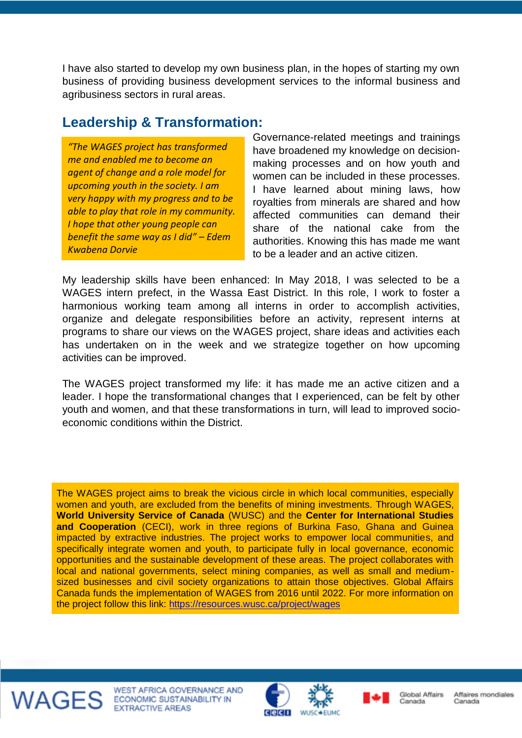I have also started to develop my own business plan, in the hopes of starting my own business of providing business development services to the informal business and agribusiness sectors in rural areas.

## Leadership & Transformation:

*"The WAGES project has transformed me and enabled me to become an agent of change and a role model for upcoming youth in the society. I am very happy with my progress and to be able to play that role in my community. I hope that other young people can benefit the same way as I did" – Edem Kwabena Dorvie*

Governance-related meetings and trainings have broadened my knowledge on decision-making processes and on how youth and women can be included in these processes. I have learned about mining laws, how royalties from minerals are shared and how affected communities can demand their share of the national cake from the authorities. Knowing this has made me want to be a leader and an active citizen.

My leadership skills have been enhanced: In May 2018, I was selected to be a WAGES intern prefect, in the Wassa East District. In this role, I work to foster a harmonious working team among all interns in order to accomplish activities, organize and delegate responsibilities before an activity, represent interns at programs to share our views on the WAGES project, share ideas and activities each has undertaken on in the week and we strategize together on how upcoming activities can be improved.

The WAGES project transformed my life: it has made me an active citizen and a leader. I hope the transformational changes that I experienced, can be felt by other youth and women, and that these transformations in turn, will lead to improved socio-economic conditions within the District.

The WAGES project aims to break the vicious circle in which local communities, especially women and youth, are excluded from the benefits of mining investments. Through WAGES, **World University Service of Canada** (WUSC) and the **Center for International Studies and Cooperation** (CECI), work in three regions of Burkina Faso, Ghana and Guinea impacted by extractive industries. The project works to empower local communities, and specifically integrate women and youth, to participate fully in local governance, economic opportunities and the sustainable development of these areas. The project collaborates with local and national governments, select mining companies, as well as small and medium-sized businesses and civil society organizations to attain those objectives. Global Affairs Canada funds the implementation of WAGES from 2016 until 2022. For more information on the project follow this link: [https://resources.wusc.ca/project/wages](https://resources.wusc.ca/project/wages)